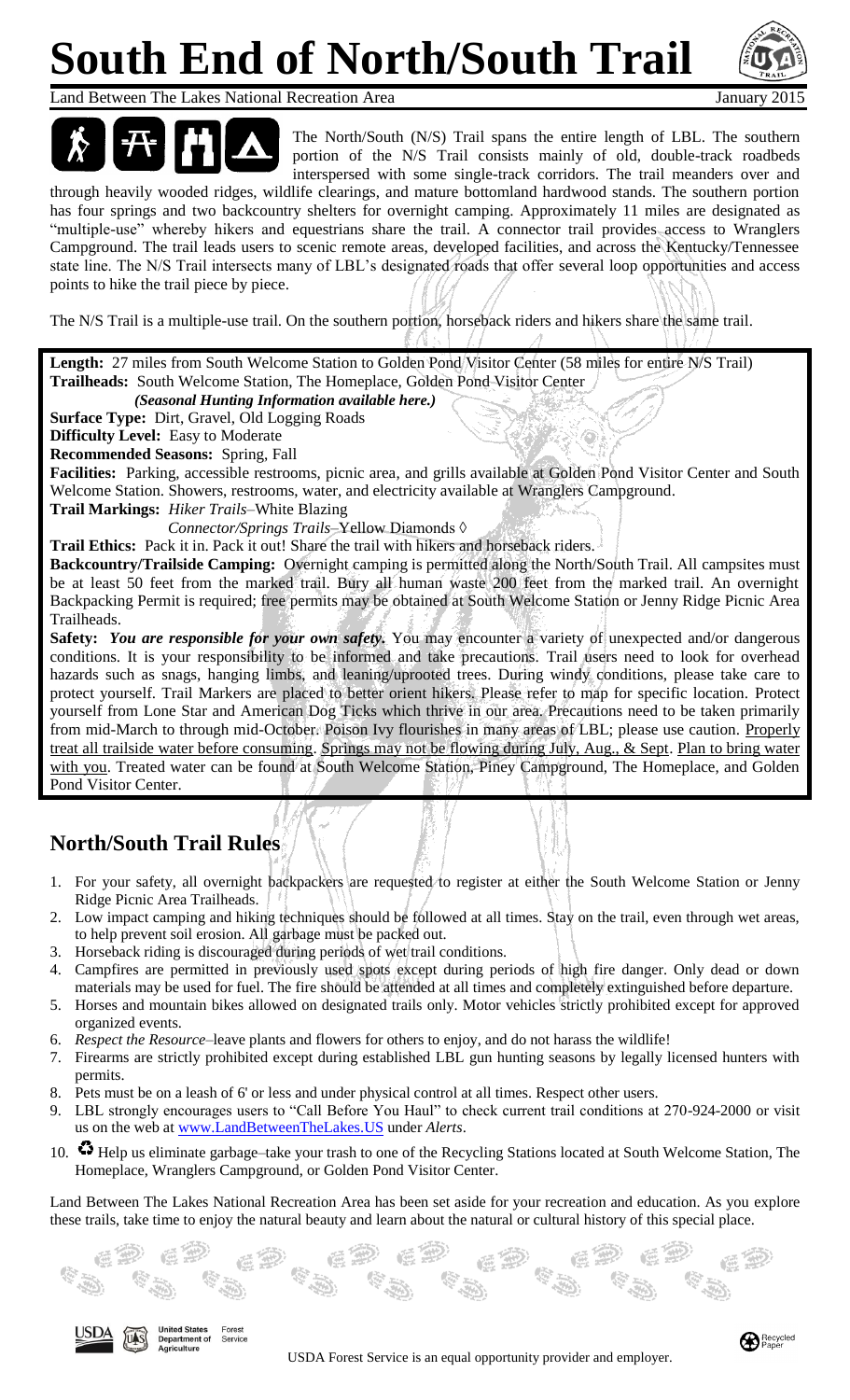# South End of North/South Trail

Land Between The Lakes National Recreation Area

January 2015

The North/South (N/S) Trail spans the entire length of LBL. The southern portion of the N/S Trail consists mainly of old, double-track roadbeds interspersed with some single-track corridors. The trail meanders over and through heavily wooded ridges, wildlife clearings, and mature bottomland hardwood stands. The southern portion has four springs and two backcountry shelters for overnight camping. Approximately 11 miles are designated as "multiple-use" whereby hikers and equestrians share the trail. A connector trail provides access to Wranglers Campground. The trail leads users to scenic remote areas, developed facilities, and across the Kentucky/Tennessee state line. The N/S Trail intersects many of LBL's designated roads that offer several loop opportunities and access points to hike the trail piece by piece.

The N/S Trail is a multiple-use trail. On the southern portion, horseback riders and hikers share the same trail.

**Length:** 27 miles from South Welcome Station to Golden Pond Visitor Center (58 miles for entire N/S Trail)

**Trailheads:** South Welcome Station, The Homeplace, Golden Pond Visitor Center

***(Seasonal Hunting Information available here.)***

**Surface Type:** Dirt, Gravel, Old Logging Roads

**Difficulty Level:** Easy to Moderate

**Recommended Seasons:** Spring, Fall

**Facilities:** Parking, accessible restrooms, picnic area, and grills available at Golden Pond Visitor Center and South Welcome Station. Showers, restrooms, water, and electricity available at Wranglers Campground.

**Trail Markings:** *Hiker Trails*–White Blazing

*Connector/Springs Trails*–Yellow Diamonds ◊

**Trail Ethics:** Pack it in. Pack it out! Share the trail with hikers and horseback riders.

**Backcountry/Trailside Camping:** Overnight camping is permitted along the North/South Trail. All campsites must be at least 50 feet from the marked trail. Bury all human waste 200 feet from the marked trail. An overnight Backpacking Permit is required; free permits may be obtained at South Welcome Station or Jenny Ridge Picnic Area Trailheads.

**Safety:** ***You are responsible for your own safety.*** You may encounter a variety of unexpected and/or dangerous conditions. It is your responsibility to be informed and take precautions. Trail users need to look for overhead hazards such as snags, hanging limbs, and leaning/uprooted trees. During windy conditions, please take care to protect yourself. Trail Markers are placed to better orient hikers. Please refer to map for specific location. Protect yourself from Lone Star and American Dog Ticks which thrive in our area. Precautions need to be taken primarily from mid-March to through mid-October. Poison Ivy flourishes in many areas of LBL; please use caution. Properly treat all trailside water before consuming. Springs may not be flowing during July, Aug., & Sept. Plan to bring water with you. Treated water can be found at South Welcome Station, Piney Campground, The Homeplace, and Golden Pond Visitor Center.

## North/South Trail Rules

1. For your safety, all overnight backpackers are requested to register at either the South Welcome Station or Jenny Ridge Picnic Area Trailheads.
2. Low impact camping and hiking techniques should be followed at all times. Stay on the trail, even through wet areas, to help prevent soil erosion. All garbage must be packed out.
3. Horseback riding is discouraged during periods of wet trail conditions.
4. Campfires are permitted in previously used spots except during periods of high fire danger. Only dead or down materials may be used for fuel. The fire should be attended at all times and completely extinguished before departure.
5. Horses and mountain bikes allowed on designated trails only. Motor vehicles strictly prohibited except for approved organized events.
6. *Respect the Resource*–leave plants and flowers for others to enjoy, and do not harass the wildlife!
7. Firearms are strictly prohibited except during established LBL gun hunting seasons by legally licensed hunters with permits.
8. Pets must be on a leash of 6' or less and under physical control at all times. Respect other users.
9. LBL strongly encourages users to "Call Before You Haul" to check current trail conditions at 270-924-2000 or visit us on the web at www.LandBetweenTheLakes.US under *Alerts*.
10. ♻ Help us eliminate garbage–take your trash to one of the Recycling Stations located at South Welcome Station, The Homeplace, Wranglers Campground, or Golden Pond Visitor Center.

Land Between The Lakes National Recreation Area has been set aside for your recreation and education. As you explore these trails, take time to enjoy the natural beauty and learn about the natural or cultural history of this special place.

USDA United States Department of Agriculture Forest Service

USDA Forest Service is an equal opportunity provider and employer.

Recycled Paper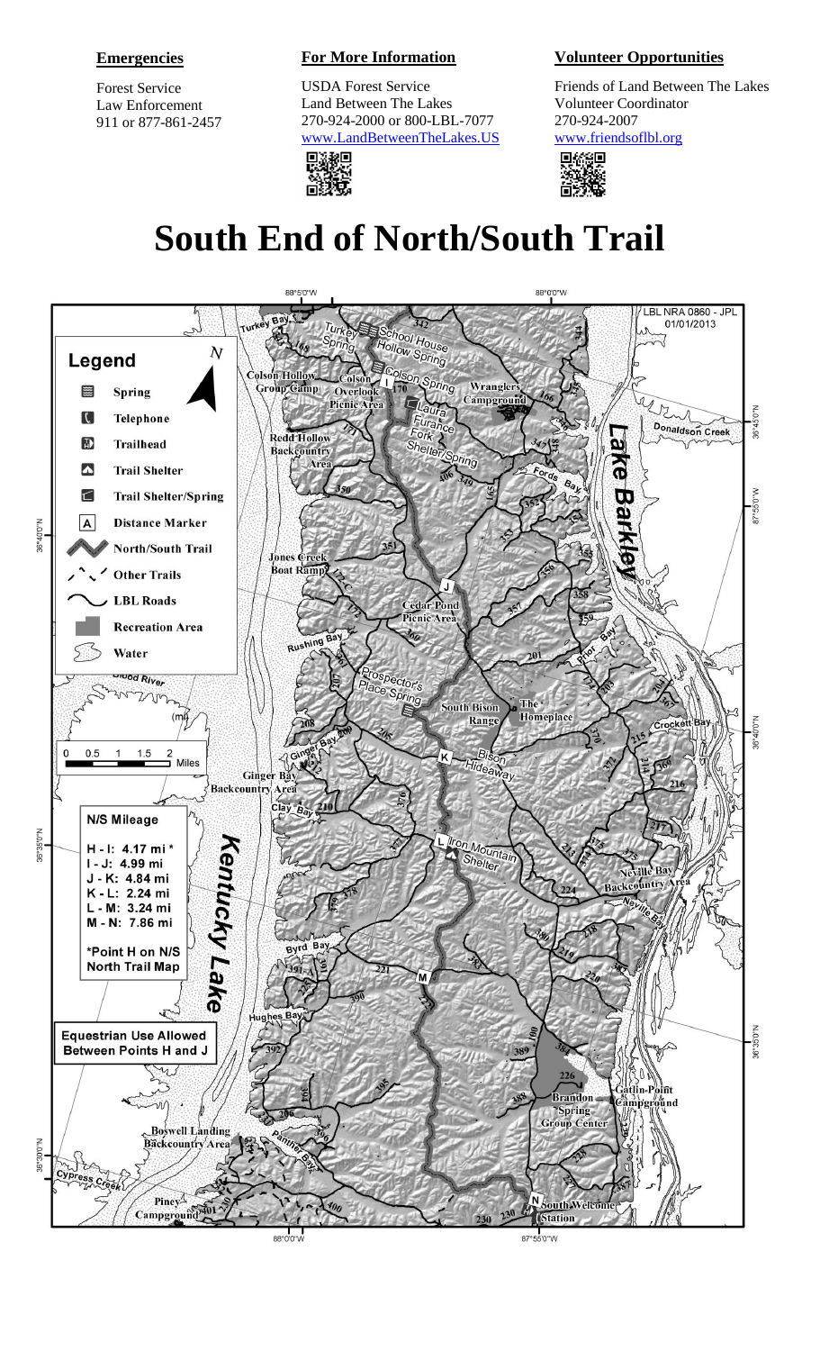**Emergencies**

Forest Service
Law Enforcement
911 or 877-861-2457

**For More Information**

USDA Forest Service
Land Between The Lakes
270-924-2000 or 800-LBL-7077
www.LandBetweenTheLakes.US

**Volunteer Opportunities**

Friends of Land Between The Lakes
Volunteer Coordinator
270-924-2007
www.friendsoflbl.org

# South End of North/South Trail

LBL NRA 0860 - JPL
01/01/2013

**Legend**

- Spring
- Telephone
- Trailhead
- Trail Shelter
- Trail Shelter/Spring
- Distance Marker
- North/South Trail
- Other Trails
- LBL Roads
- Recreation Area
- Water

0 0.5 1 1.5 2 Miles

**N/S Mileage**

H - I: 4.17 mi *
I - J: 4.99 mi
J - K: 4.84 mi
K - L: 2.24 mi
L - M: 3.24 mi
M - N: 7.86 mi

*Point H on N/S North Trail Map

**Equestrian Use Allowed Between Points H and J**

Turkey Bay
Turkey Spring
School House Hollow Spring
Colson Hollow Group Camp
Colson Overlook Picnic Area
Colson Spring
Wranglers Campground
Laura Furance Fork Shelter/Spring
Redd Hollow Backcountry Area
Donaldson Creek
Fords Bay
Lake Barkley
Jones Creek Boat Ramp
Cedar Pond Picnic Area
Rushing Bay
Prior Bay
Prospector's Place Spring
South Bison Range
The Homeplace
Crockett Bay
Ginger Bay
Ginger Bay Backcountry Area
Bison Hideaway
Clay Bay
Iron Mountain Shelter
Kentucky Lake
Neville Bay Backcountry Area
Neville Bay
Byrd Bay
Hughes Bay
Gatlin Point Campground
Brandon Spring Group Center
Boswell Landing Backcountry Area
Panther Bay
Cypress Creek
Piney Campground
South Welcome Station

88°5'0"W
88°0'0"W
87°55'0"W
36°45'0"N
36°40'0"N
36°35'0"N
36°30'0"N